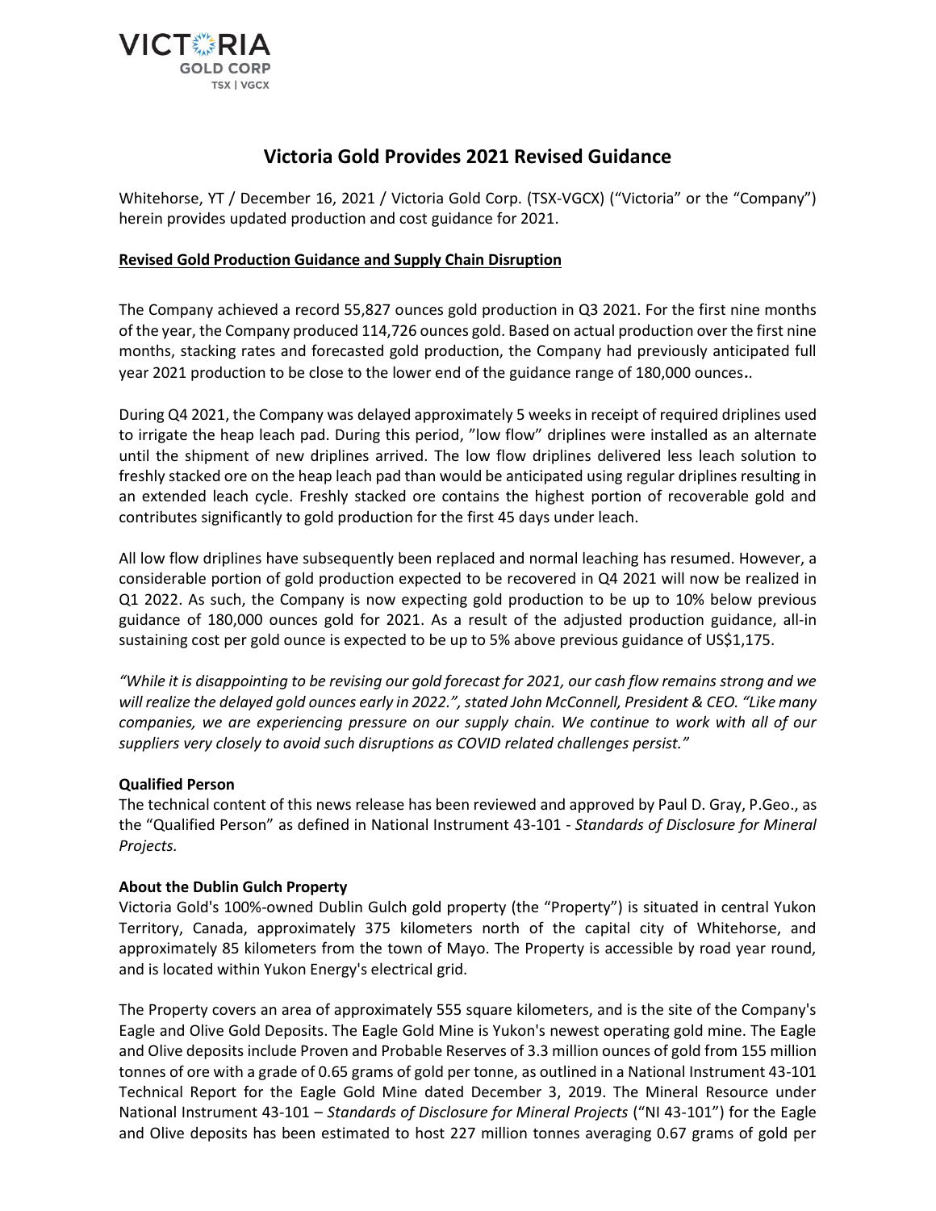VICTORIA GOLD CORP
TSX | VGCX

# Victoria Gold Provides 2021 Revised Guidance

Whitehorse, YT / December 16, 2021 / Victoria Gold Corp. (TSX-VGCX) ("Victoria" or the "Company") herein provides updated production and cost guidance for 2021.

**Revised Gold Production Guidance and Supply Chain Disruption**

The Company achieved a record 55,827 ounces gold production in Q3 2021. For the first nine months of the year, the Company produced 114,726 ounces gold. Based on actual production over the first nine months, stacking rates and forecasted gold production, the Company had previously anticipated full year 2021 production to be close to the lower end of the guidance range of 180,000 ounces..

During Q4 2021, the Company was delayed approximately 5 weeks in receipt of required driplines used to irrigate the heap leach pad. During this period, "low flow" driplines were installed as an alternate until the shipment of new driplines arrived. The low flow driplines delivered less leach solution to freshly stacked ore on the heap leach pad than would be anticipated using regular driplines resulting in an extended leach cycle. Freshly stacked ore contains the highest portion of recoverable gold and contributes significantly to gold production for the first 45 days under leach.

All low flow driplines have subsequently been replaced and normal leaching has resumed. However, a considerable portion of gold production expected to be recovered in Q4 2021 will now be realized in Q1 2022. As such, the Company is now expecting gold production to be up to 10% below previous guidance of 180,000 ounces gold for 2021. As a result of the adjusted production guidance, all-in sustaining cost per gold ounce is expected to be up to 5% above previous guidance of US$1,175.

*"While it is disappointing to be revising our gold forecast for 2021, our cash flow remains strong and we will realize the delayed gold ounces early in 2022.", stated John McConnell, President & CEO. "Like many companies, we are experiencing pressure on our supply chain. We continue to work with all of our suppliers very closely to avoid such disruptions as COVID related challenges persist."*

**Qualified Person**

The technical content of this news release has been reviewed and approved by Paul D. Gray, P.Geo., as the "Qualified Person" as defined in National Instrument 43-101 - *Standards of Disclosure for Mineral Projects.*

**About the Dublin Gulch Property**

Victoria Gold's 100%-owned Dublin Gulch gold property (the "Property") is situated in central Yukon Territory, Canada, approximately 375 kilometers north of the capital city of Whitehorse, and approximately 85 kilometers from the town of Mayo. The Property is accessible by road year round, and is located within Yukon Energy's electrical grid.

The Property covers an area of approximately 555 square kilometers, and is the site of the Company's Eagle and Olive Gold Deposits. The Eagle Gold Mine is Yukon's newest operating gold mine. The Eagle and Olive deposits include Proven and Probable Reserves of 3.3 million ounces of gold from 155 million tonnes of ore with a grade of 0.65 grams of gold per tonne, as outlined in a National Instrument 43-101 Technical Report for the Eagle Gold Mine dated December 3, 2019. The Mineral Resource under National Instrument 43-101 – *Standards of Disclosure for Mineral Projects* ("NI 43-101") for the Eagle and Olive deposits has been estimated to host 227 million tonnes averaging 0.67 grams of gold per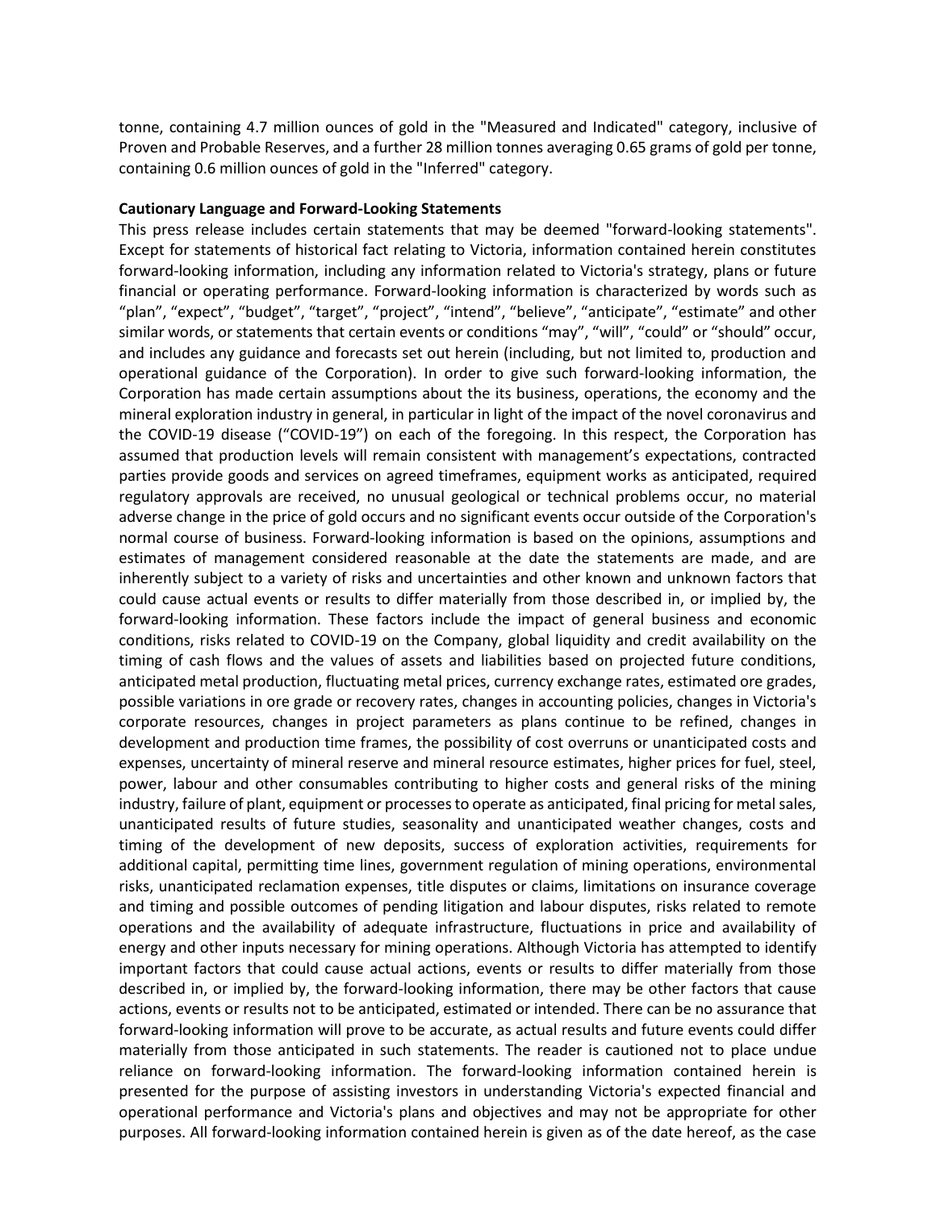tonne, containing 4.7 million ounces of gold in the "Measured and Indicated" category, inclusive of Proven and Probable Reserves, and a further 28 million tonnes averaging 0.65 grams of gold per tonne, containing 0.6 million ounces of gold in the "Inferred" category.

**Cautionary Language and Forward-Looking Statements**

This press release includes certain statements that may be deemed "forward-looking statements". Except for statements of historical fact relating to Victoria, information contained herein constitutes forward-looking information, including any information related to Victoria's strategy, plans or future financial or operating performance. Forward-looking information is characterized by words such as “plan”, “expect”, “budget”, “target”, “project”, “intend”, “believe”, “anticipate”, “estimate” and other similar words, or statements that certain events or conditions “may”, “will”, “could” or “should” occur, and includes any guidance and forecasts set out herein (including, but not limited to, production and operational guidance of the Corporation). In order to give such forward-looking information, the Corporation has made certain assumptions about the its business, operations, the economy and the mineral exploration industry in general, in particular in light of the impact of the novel coronavirus and the COVID-19 disease (“COVID-19”) on each of the foregoing. In this respect, the Corporation has assumed that production levels will remain consistent with management’s expectations, contracted parties provide goods and services on agreed timeframes, equipment works as anticipated, required regulatory approvals are received, no unusual geological or technical problems occur, no material adverse change in the price of gold occurs and no significant events occur outside of the Corporation's normal course of business. Forward-looking information is based on the opinions, assumptions and estimates of management considered reasonable at the date the statements are made, and are inherently subject to a variety of risks and uncertainties and other known and unknown factors that could cause actual events or results to differ materially from those described in, or implied by, the forward-looking information. These factors include the impact of general business and economic conditions, risks related to COVID-19 on the Company, global liquidity and credit availability on the timing of cash flows and the values of assets and liabilities based on projected future conditions, anticipated metal production, fluctuating metal prices, currency exchange rates, estimated ore grades, possible variations in ore grade or recovery rates, changes in accounting policies, changes in Victoria's corporate resources, changes in project parameters as plans continue to be refined, changes in development and production time frames, the possibility of cost overruns or unanticipated costs and expenses, uncertainty of mineral reserve and mineral resource estimates, higher prices for fuel, steel, power, labour and other consumables contributing to higher costs and general risks of the mining industry, failure of plant, equipment or processes to operate as anticipated, final pricing for metal sales, unanticipated results of future studies, seasonality and unanticipated weather changes, costs and timing of the development of new deposits, success of exploration activities, requirements for additional capital, permitting time lines, government regulation of mining operations, environmental risks, unanticipated reclamation expenses, title disputes or claims, limitations on insurance coverage and timing and possible outcomes of pending litigation and labour disputes, risks related to remote operations and the availability of adequate infrastructure, fluctuations in price and availability of energy and other inputs necessary for mining operations. Although Victoria has attempted to identify important factors that could cause actual actions, events or results to differ materially from those described in, or implied by, the forward-looking information, there may be other factors that cause actions, events or results not to be anticipated, estimated or intended. There can be no assurance that forward-looking information will prove to be accurate, as actual results and future events could differ materially from those anticipated in such statements. The reader is cautioned not to place undue reliance on forward-looking information. The forward-looking information contained herein is presented for the purpose of assisting investors in understanding Victoria's expected financial and operational performance and Victoria's plans and objectives and may not be appropriate for other purposes. All forward-looking information contained herein is given as of the date hereof, as the case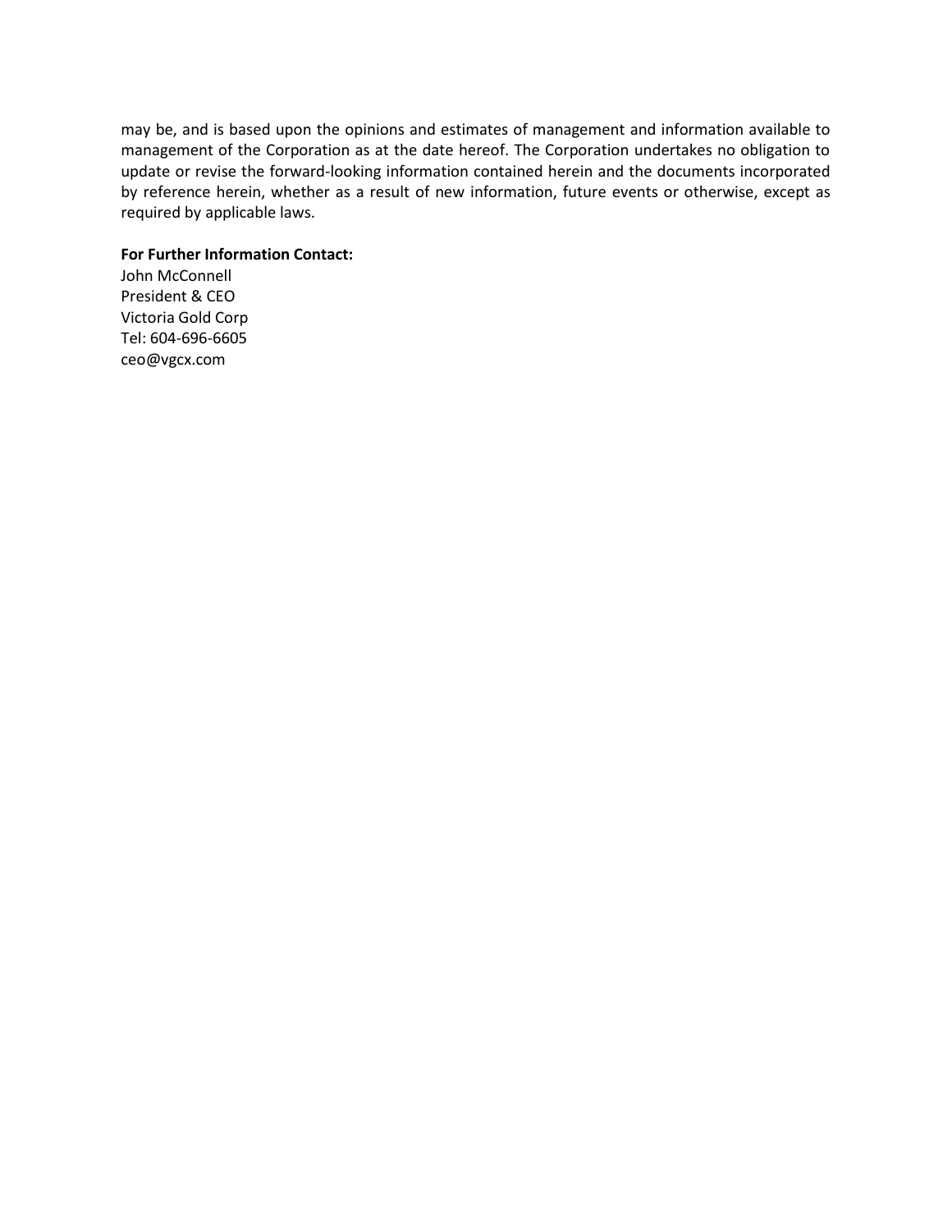may be, and is based upon the opinions and estimates of management and information available to management of the Corporation as at the date hereof. The Corporation undertakes no obligation to update or revise the forward-looking information contained herein and the documents incorporated by reference herein, whether as a result of new information, future events or otherwise, except as required by applicable laws.

**For Further Information Contact:**
John McConnell
President & CEO
Victoria Gold Corp
Tel: 604-696-6605
ceo@vgcx.com